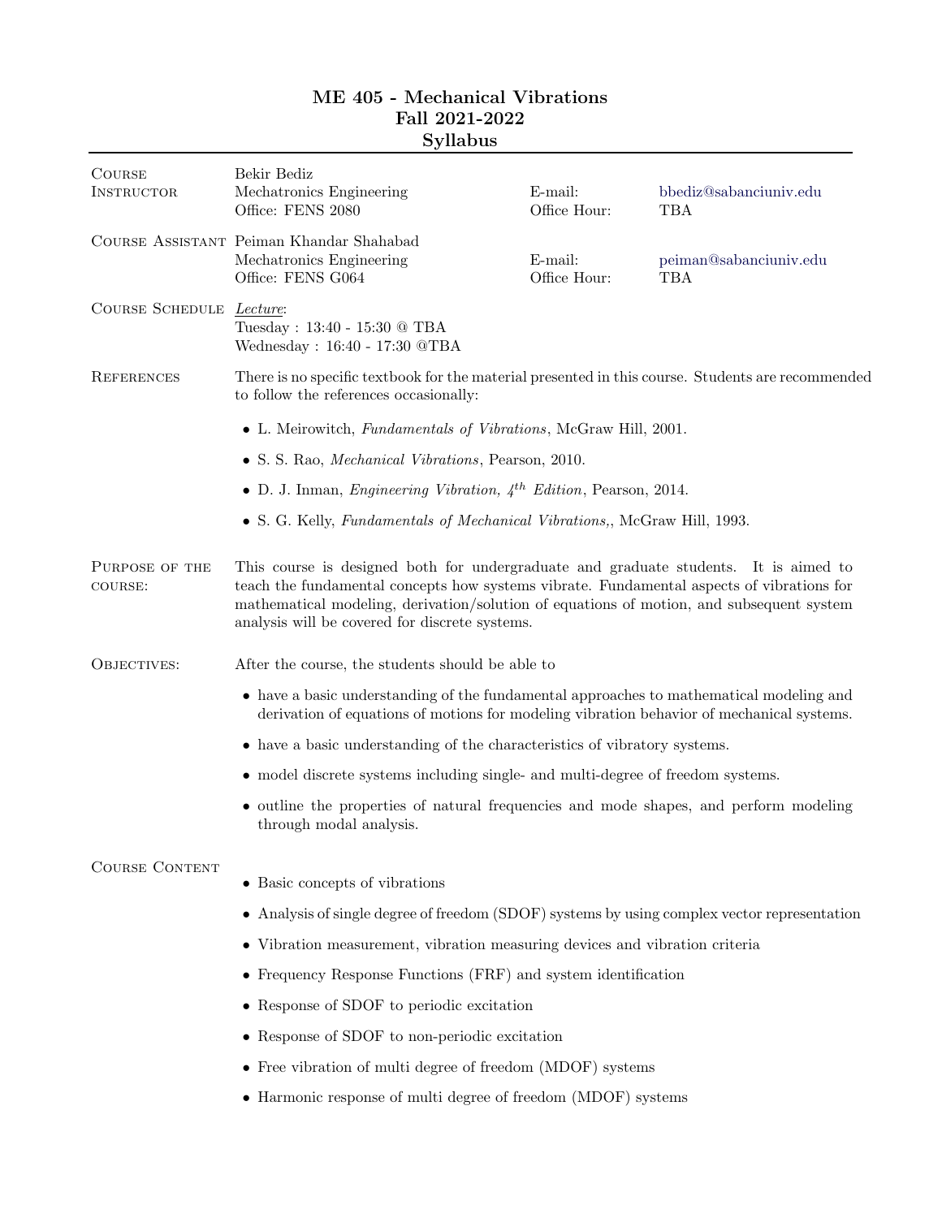# ME 405 - Mechanical Vibrations
## Fall 2021-2022
## Syllabus

**Course Instructor**

Bekir Bediz
Mechatronics Engineering
Office: FENS 2080

E-mail: bbediz@sabanciuniv.edu
Office Hour: TBA

**Course Assistant**

Peiman Khandar Shahabad
Mechatronics Engineering
Office: FENS G064

E-mail: peiman@sabanciuniv.edu
Office Hour: TBA

**Course Schedule**

*Lecture*:
Tuesday : 13:40 - 15:30 @ TBA
Wednesday : 16:40 - 17:30 @TBA

**References**

There is no specific textbook for the material presented in this course. Students are recommended to follow the references occasionally:

- L. Meirowitch, *Fundamentals of Vibrations*, McGraw Hill, 2001.
- S. S. Rao, *Mechanical Vibrations*, Pearson, 2010.
- D. J. Inman, *Engineering Vibration, $4^{th}$ Edition*, Pearson, 2014.
- S. G. Kelly, *Fundamentals of Mechanical Vibrations*,, McGraw Hill, 1993.

**Purpose of the course:**

This course is designed both for undergraduate and graduate students. It is aimed to teach the fundamental concepts how systems vibrate. Fundamental aspects of vibrations for mathematical modeling, derivation/solution of equations of motion, and subsequent system analysis will be covered for discrete systems.

**Objectives:**

After the course, the students should be able to

- have a basic understanding of the fundamental approaches to mathematical modeling and derivation of equations of motions for modeling vibration behavior of mechanical systems.
- have a basic understanding of the characteristics of vibratory systems.
- model discrete systems including single- and multi-degree of freedom systems.
- outline the properties of natural frequencies and mode shapes, and perform modeling through modal analysis.

**Course Content**

- Basic concepts of vibrations
- Analysis of single degree of freedom (SDOF) systems by using complex vector representation
- Vibration measurement, vibration measuring devices and vibration criteria
- Frequency Response Functions (FRF) and system identification
- Response of SDOF to periodic excitation
- Response of SDOF to non-periodic excitation
- Free vibration of multi degree of freedom (MDOF) systems
- Harmonic response of multi degree of freedom (MDOF) systems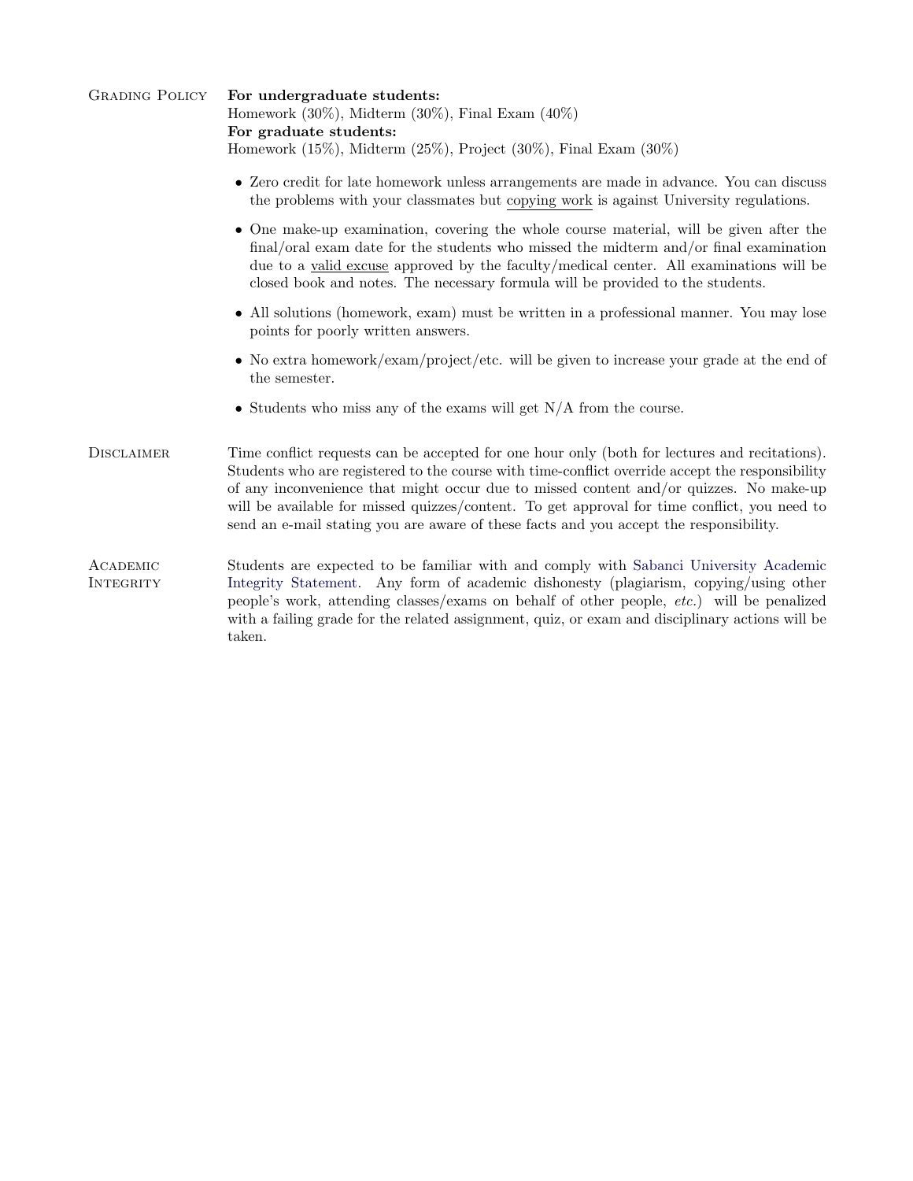## Grading Policy

**For undergraduate students:**
Homework (30%), Midterm (30%), Final Exam (40%)
**For graduate students:**
Homework (15%), Midterm (25%), Project (30%), Final Exam (30%)

- Zero credit for late homework unless arrangements are made in advance. You can discuss the problems with your classmates but copying work is against University regulations.
- One make-up examination, covering the whole course material, will be given after the final/oral exam date for the students who missed the midterm and/or final examination due to a valid excuse approved by the faculty/medical center. All examinations will be closed book and notes. The necessary formula will be provided to the students.
- All solutions (homework, exam) must be written in a professional manner. You may lose points for poorly written answers.
- No extra homework/exam/project/etc. will be given to increase your grade at the end of the semester.
- Students who miss any of the exams will get N/A from the course.

## Disclaimer

Time conflict requests can be accepted for one hour only (both for lectures and recitations). Students who are registered to the course with time-conflict override accept the responsibility of any inconvenience that might occur due to missed content and/or quizzes. No make-up will be available for missed quizzes/content. To get approval for time conflict, you need to send an e-mail stating you are aware of these facts and you accept the responsibility.

## Academic Integrity

Students are expected to be familiar with and comply with Sabanci University Academic Integrity Statement. Any form of academic dishonesty (plagiarism, copying/using other people's work, attending classes/exams on behalf of other people, *etc.*) will be penalized with a failing grade for the related assignment, quiz, or exam and disciplinary actions will be taken.